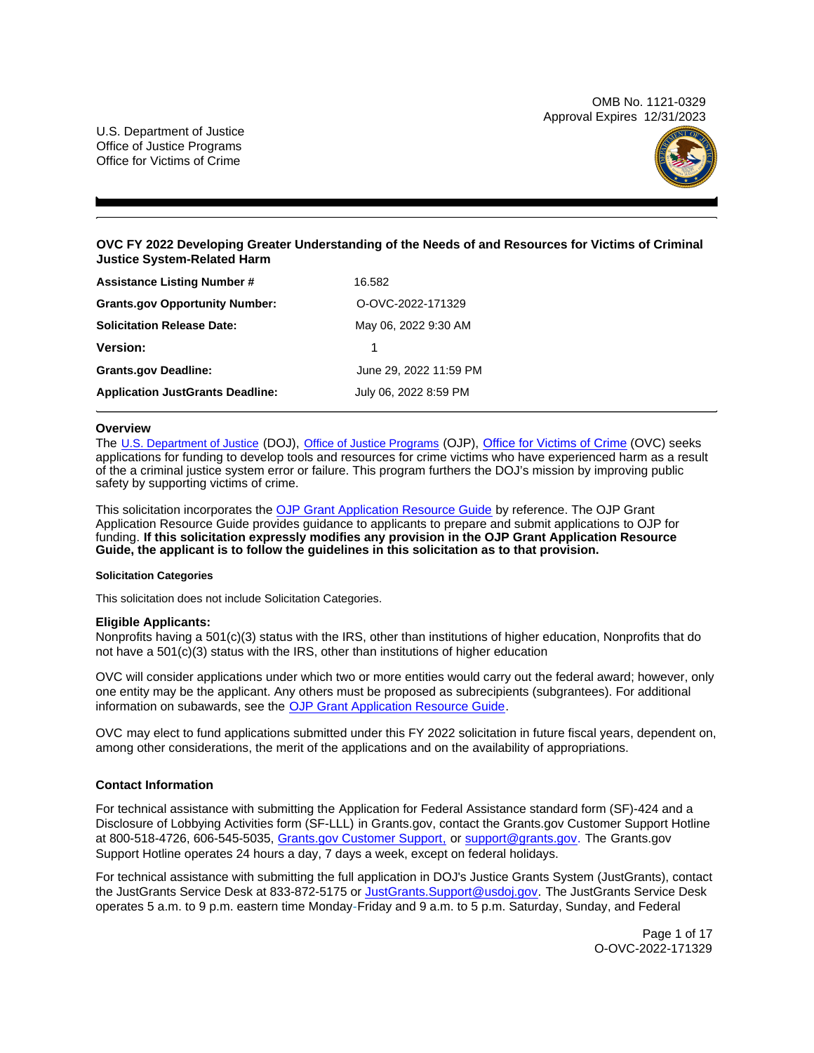OMB No. 1121-0329
Approval Expires 12/31/2023

U.S. Department of Justice
Office of Justice Programs
Office for Victims of Crime

# OVC FY 2022 Developing Greater Understanding of the Needs of and Resources for Victims of Criminal Justice System-Related Harm

| | |
|---|---|
| **Assistance Listing Number #** | 16.582 |
| **Grants.gov Opportunity Number:** | O-OVC-2022-171329 |
| **Solicitation Release Date:** | May 06, 2022 9:30 AM |
| **Version:** | 1 |
| **Grants.gov Deadline:** | June 29, 2022 11:59 PM |
| **Application JustGrants Deadline:** | July 06, 2022 8:59 PM |

## Overview

The U.S. Department of Justice (DOJ), Office of Justice Programs (OJP), Office for Victims of Crime (OVC) seeks applications for funding to develop tools and resources for crime victims who have experienced harm as a result of the criminal justice system error or failure. This program furthers the DOJ's mission by improving public safety by supporting victims of crime.

This solicitation incorporates the OJP Grant Application Resource Guide by reference. The OJP Grant Application Resource Guide provides guidance to applicants to prepare and submit applications to OJP for funding. **If this solicitation expressly modifies any provision in the OJP Grant Application Resource Guide, the applicant is to follow the guidelines in this solicitation as to that provision.**

#### Solicitation Categories

This solicitation does not include Solicitation Categories.

### Eligible Applicants:

Nonprofits having a 501(c)(3) status with the IRS, other than institutions of higher education, Nonprofits that do not have a 501(c)(3) status with the IRS, other than institutions of higher education

OVC will consider applications under which two or more entities would carry out the federal award; however, only one entity may be the applicant. Any others must be proposed as subrecipients (subgrantees). For additional information on subawards, see the OJP Grant Application Resource Guide.

OVC may elect to fund applications submitted under this FY 2022 solicitation in future fiscal years, dependent on, among other considerations, the merit of the applications and on the availability of appropriations.

### Contact Information

For technical assistance with submitting the Application for Federal Assistance standard form (SF)-424 and a Disclosure of Lobbying Activities form (SF-LLL) in Grants.gov, contact the Grants.gov Customer Support Hotline at 800-518-4726, 606-545-5035, Grants.gov Customer Support, or support@grants.gov. The Grants.gov Support Hotline operates 24 hours a day, 7 days a week, except on federal holidays.

For technical assistance with submitting the full application in DOJ's Justice Grants System (JustGrants), contact the JustGrants Service Desk at 833-872-5175 or JustGrants.Support@usdoj.gov. The JustGrants Service Desk operates 5 a.m. to 9 p.m. eastern time Monday-Friday and 9 a.m. to 5 p.m. Saturday, Sunday, and Federal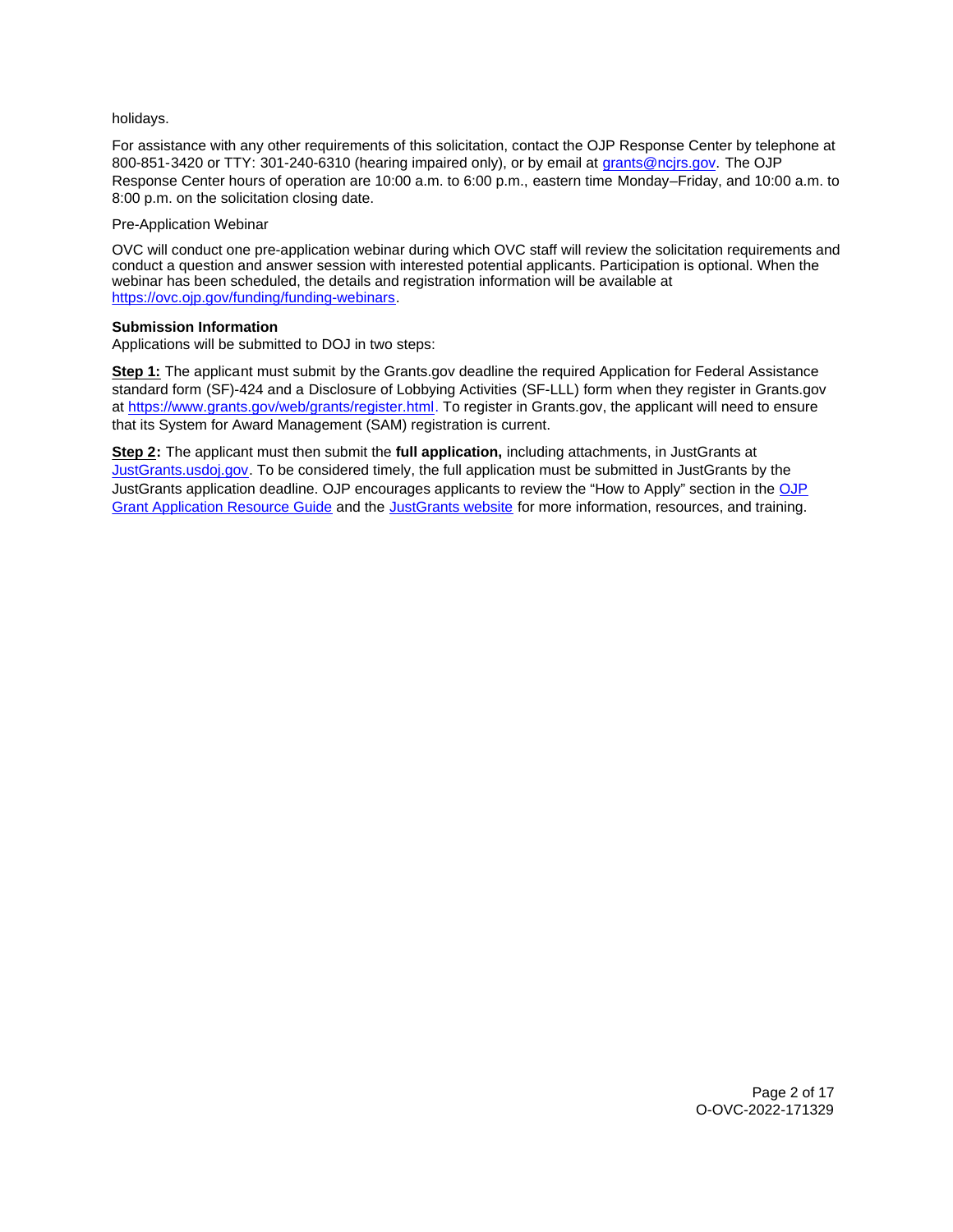holidays.

For assistance with any other requirements of this solicitation, contact the OJP Response Center by telephone at 800-851-3420 or TTY: 301-240-6310 (hearing impaired only), or by email at [grants@ncjrs.gov](mailto:grants@ncjrs.gov). The OJP Response Center hours of operation are 10:00 a.m. to 6:00 p.m., eastern time Monday–Friday, and 10:00 a.m. to 8:00 p.m. on the solicitation closing date.

Pre-Application Webinar

OVC will conduct one pre-application webinar during which OVC staff will review the solicitation requirements and conduct a question and answer session with interested potential applicants. Participation is optional. When the webinar has been scheduled, the details and registration information will be available at [https://ovc.ojp.gov/funding/funding-webinars](https://ovc.ojp.gov/funding/funding-webinars).

**Submission Information**

Applications will be submitted to DOJ in two steps:

**Step 1:** The applicant must submit by the Grants.gov deadline the required Application for Federal Assistance standard form (SF)-424 and a Disclosure of Lobbying Activities (SF-LLL) form when they register in Grants.gov at [https://www.grants.gov/web/grants/register.html](https://www.grants.gov/web/grants/register.html). To register in Grants.gov, the applicant will need to ensure that its System for Award Management (SAM) registration is current.

**Step 2:** The applicant must then submit the **full application,** including attachments, in JustGrants at [JustGrants.usdoj.gov](https://JustGrants.usdoj.gov). To be considered timely, the full application must be submitted in JustGrants by the JustGrants application deadline. OJP encourages applicants to review the "How to Apply" section in the OJP Grant Application Resource Guide and the JustGrants website for more information, resources, and training.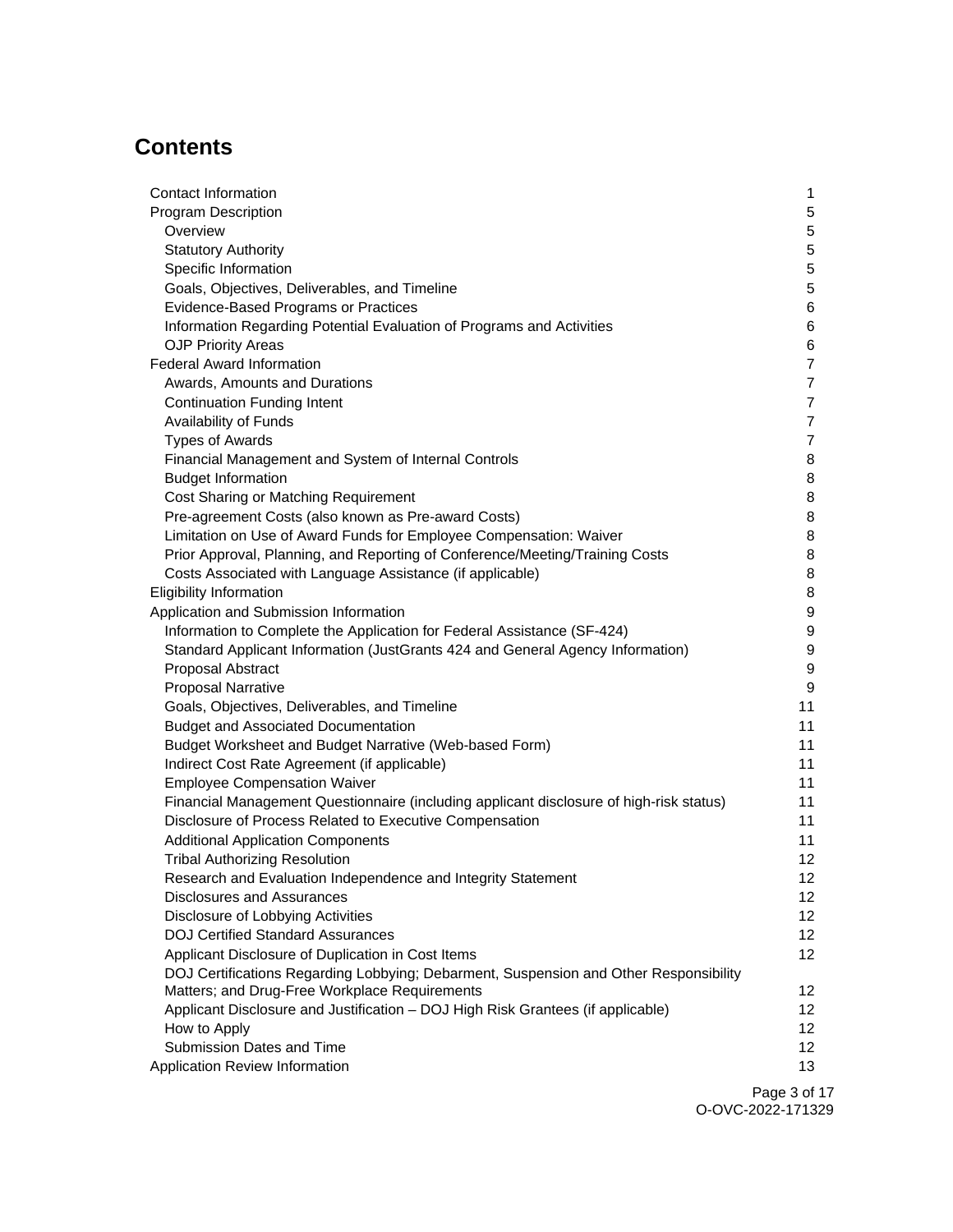## Contents

| | |
|---|---|
| Contact Information | 1 |
| Program Description | 5 |
| Overview | 5 |
| Statutory Authority | 5 |
| Specific Information | 5 |
| Goals, Objectives, Deliverables, and Timeline | 5 |
| Evidence-Based Programs or Practices | 6 |
| Information Regarding Potential Evaluation of Programs and Activities | 6 |
| OJP Priority Areas | 6 |
| Federal Award Information | 7 |
| Awards, Amounts and Durations | 7 |
| Continuation Funding Intent | 7 |
| Availability of Funds | 7 |
| Types of Awards | 7 |
| Financial Management and System of Internal Controls | 8 |
| Budget Information | 8 |
| Cost Sharing or Matching Requirement | 8 |
| Pre-agreement Costs (also known as Pre-award Costs) | 8 |
| Limitation on Use of Award Funds for Employee Compensation: Waiver | 8 |
| Prior Approval, Planning, and Reporting of Conference/Meeting/Training Costs | 8 |
| Costs Associated with Language Assistance (if applicable) | 8 |
| Eligibility Information | 8 |
| Application and Submission Information | 9 |
| Information to Complete the Application for Federal Assistance (SF-424) | 9 |
| Standard Applicant Information (JustGrants 424 and General Agency Information) | 9 |
| Proposal Abstract | 9 |
| Proposal Narrative | 9 |
| Goals, Objectives, Deliverables, and Timeline | 11 |
| Budget and Associated Documentation | 11 |
| Budget Worksheet and Budget Narrative (Web-based Form) | 11 |
| Indirect Cost Rate Agreement (if applicable) | 11 |
| Employee Compensation Waiver | 11 |
| Financial Management Questionnaire (including applicant disclosure of high-risk status) | 11 |
| Disclosure of Process Related to Executive Compensation | 11 |
| Additional Application Components | 11 |
| Tribal Authorizing Resolution | 12 |
| Research and Evaluation Independence and Integrity Statement | 12 |
| Disclosures and Assurances | 12 |
| Disclosure of Lobbying Activities | 12 |
| DOJ Certified Standard Assurances | 12 |
| Applicant Disclosure of Duplication in Cost Items | 12 |
| DOJ Certifications Regarding Lobbying; Debarment, Suspension and Other Responsibility Matters; and Drug-Free Workplace Requirements | 12 |
| Applicant Disclosure and Justification – DOJ High Risk Grantees (if applicable) | 12 |
| How to Apply | 12 |
| Submission Dates and Time | 12 |
| Application Review Information | 13 |

O-OVC-2022-171329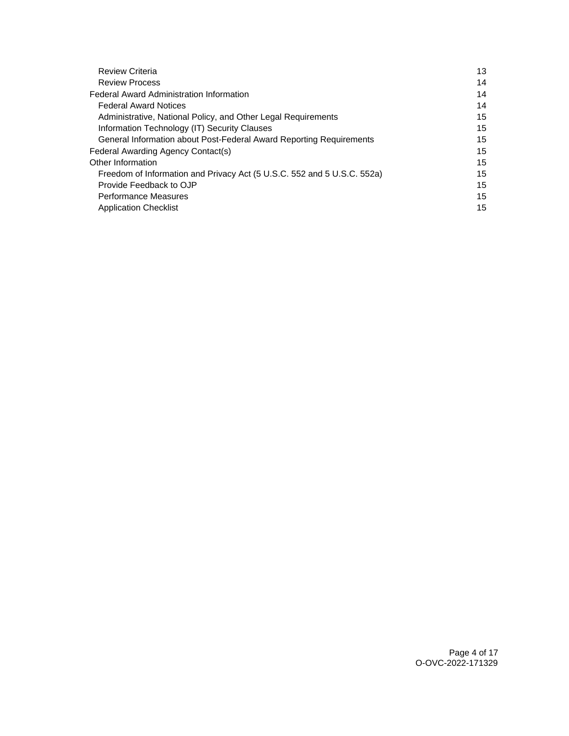| | |
|---|---|
| Review Criteria | 13 |
| Review Process | 14 |
| Federal Award Administration Information | 14 |
| Federal Award Notices | 14 |
| Administrative, National Policy, and Other Legal Requirements | 15 |
| Information Technology (IT) Security Clauses | 15 |
| General Information about Post-Federal Award Reporting Requirements | 15 |
| Federal Awarding Agency Contact(s) | 15 |
| Other Information | 15 |
| Freedom of Information and Privacy Act (5 U.S.C. 552 and 5 U.S.C. 552a) | 15 |
| Provide Feedback to OJP | 15 |
| Performance Measures | 15 |
| Application Checklist | 15 |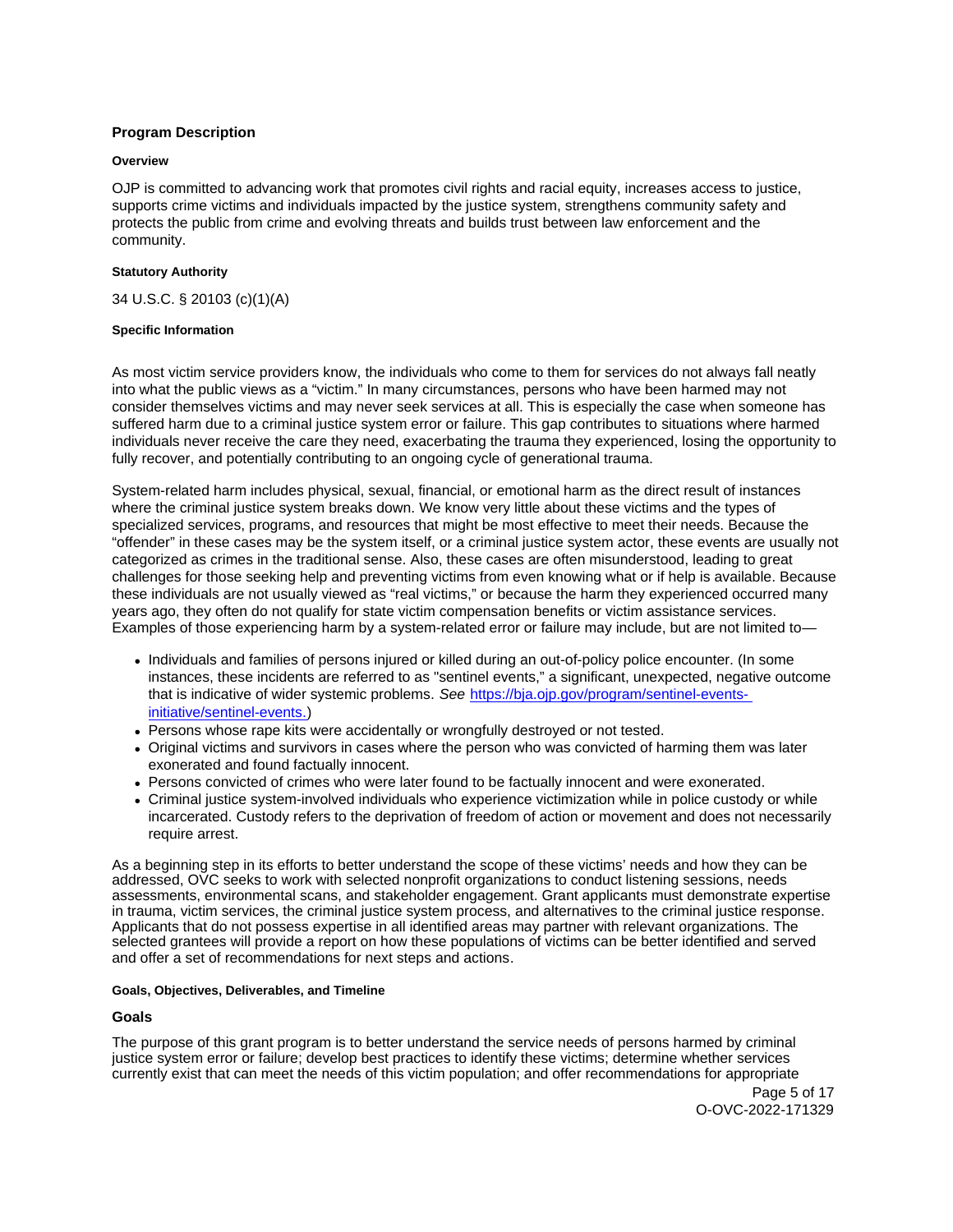## Program Description

### Overview

OJP is committed to advancing work that promotes civil rights and racial equity, increases access to justice, supports crime victims and individuals impacted by the justice system, strengthens community safety and protects the public from crime and evolving threats and builds trust between law enforcement and the community.

### Statutory Authority

34 U.S.C. § 20103 (c)(1)(A)

### Specific Information

As most victim service providers know, the individuals who come to them for services do not always fall neatly into what the public views as a "victim." In many circumstances, persons who have been harmed may not consider themselves victims and may never seek services at all. This is especially the case when someone has suffered harm due to a criminal justice system error or failure. This gap contributes to situations where harmed individuals never receive the care they need, exacerbating the trauma they experienced, losing the opportunity to fully recover, and potentially contributing to an ongoing cycle of generational trauma.

System-related harm includes physical, sexual, financial, or emotional harm as the direct result of instances where the criminal justice system breaks down. We know very little about these victims and the types of specialized services, programs, and resources that might be most effective to meet their needs. Because the "offender" in these cases may be the system itself, or a criminal justice system actor, these events are usually not categorized as crimes in the traditional sense. Also, these cases are often misunderstood, leading to great challenges for those seeking help and preventing victims from even knowing what or if help is available. Because these individuals are not usually viewed as "real victims," or because the harm they experienced occurred many years ago, they often do not qualify for state victim compensation benefits or victim assistance services. Examples of those experiencing harm by a system-related error or failure may include, but are not limited to—

- Individuals and families of persons injured or killed during an out-of-policy police encounter. (In some instances, these incidents are referred to as "sentinel events," a significant, unexpected, negative outcome that is indicative of wider systemic problems. *See* [https://bja.ojp.gov/program/sentinel-events-initiative/sentinel-events.](https://bja.ojp.gov/program/sentinel-events-initiative/sentinel-events))
- Persons whose rape kits were accidentally or wrongfully destroyed or not tested.
- Original victims and survivors in cases where the person who was convicted of harming them was later exonerated and found factually innocent.
- Persons convicted of crimes who were later found to be factually innocent and were exonerated.
- Criminal justice system-involved individuals who experience victimization while in police custody or while incarcerated. Custody refers to the deprivation of freedom of action or movement and does not necessarily require arrest.

As a beginning step in its efforts to better understand the scope of these victims' needs and how they can be addressed, OVC seeks to work with selected nonprofit organizations to conduct listening sessions, needs assessments, environmental scans, and stakeholder engagement. Grant applicants must demonstrate expertise in trauma, victim services, the criminal justice system process, and alternatives to the criminal justice response. Applicants that do not possess expertise in all identified areas may partner with relevant organizations. The selected grantees will provide a report on how these populations of victims can be better identified and served and offer a set of recommendations for next steps and actions.

### Goals, Objectives, Deliverables, and Timeline

## Goals

The purpose of this grant program is to better understand the service needs of persons harmed by criminal justice system error or failure; develop best practices to identify these victims; determine whether services currently exist that can meet the needs of this victim population; and offer recommendations for appropriate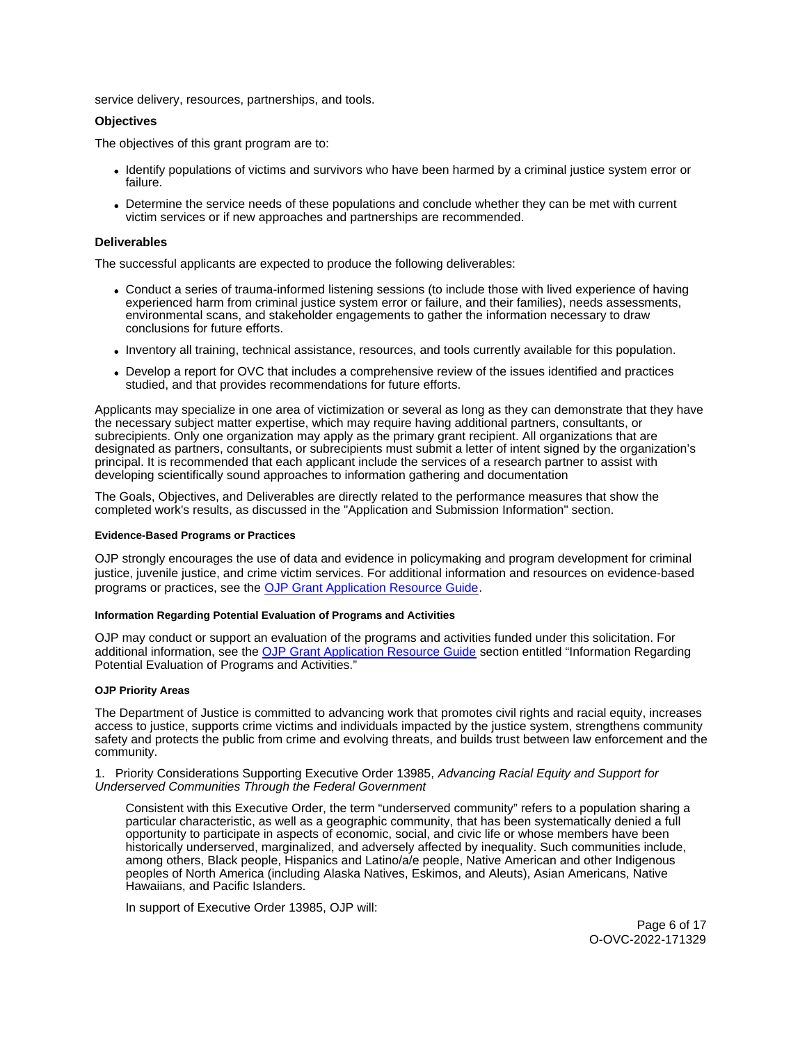service delivery, resources, partnerships, and tools.

### Objectives

The objectives of this grant program are to:

- Identify populations of victims and survivors who have been harmed by a criminal justice system error or failure.
- Determine the service needs of these populations and conclude whether they can be met with current victim services or if new approaches and partnerships are recommended.

### Deliverables

The successful applicants are expected to produce the following deliverables:

- Conduct a series of trauma-informed listening sessions (to include those with lived experience of having experienced harm from criminal justice system error or failure, and their families), needs assessments, environmental scans, and stakeholder engagements to gather the information necessary to draw conclusions for future efforts.
- Inventory all training, technical assistance, resources, and tools currently available for this population.
- Develop a report for OVC that includes a comprehensive review of the issues identified and practices studied, and that provides recommendations for future efforts.

Applicants may specialize in one area of victimization or several as long as they can demonstrate that they have the necessary subject matter expertise, which may require having additional partners, consultants, or subrecipients. Only one organization may apply as the primary grant recipient. All organizations that are designated as partners, consultants, or subrecipients must submit a letter of intent signed by the organization's principal. It is recommended that each applicant include the services of a research partner to assist with developing scientifically sound approaches to information gathering and documentation

The Goals, Objectives, and Deliverables are directly related to the performance measures that show the completed work's results, as discussed in the "Application and Submission Information" section.

#### Evidence-Based Programs or Practices

OJP strongly encourages the use of data and evidence in policymaking and program development for criminal justice, juvenile justice, and crime victim services. For additional information and resources on evidence-based programs or practices, see the [OJP Grant Application Resource Guide](#).

#### Information Regarding Potential Evaluation of Programs and Activities

OJP may conduct or support an evaluation of the programs and activities funded under this solicitation. For additional information, see the [OJP Grant Application Resource Guide](#) section entitled "Information Regarding Potential Evaluation of Programs and Activities."

#### OJP Priority Areas

The Department of Justice is committed to advancing work that promotes civil rights and racial equity, increases access to justice, supports crime victims and individuals impacted by the justice system, strengthens community safety and protects the public from crime and evolving threats, and builds trust between law enforcement and the community.

1. Priority Considerations Supporting Executive Order 13985, *Advancing Racial Equity and Support for Underserved Communities Through the Federal Government*

   Consistent with this Executive Order, the term "underserved community" refers to a population sharing a particular characteristic, as well as a geographic community, that has been systematically denied a full opportunity to participate in aspects of economic, social, and civic life or whose members have been historically underserved, marginalized, and adversely affected by inequality. Such communities include, among others, Black people, Hispanics and Latino/a/e people, Native American and other Indigenous peoples of North America (including Alaska Natives, Eskimos, and Aleuts), Asian Americans, Native Hawaiians, and Pacific Islanders.

   In support of Executive Order 13985, OJP will: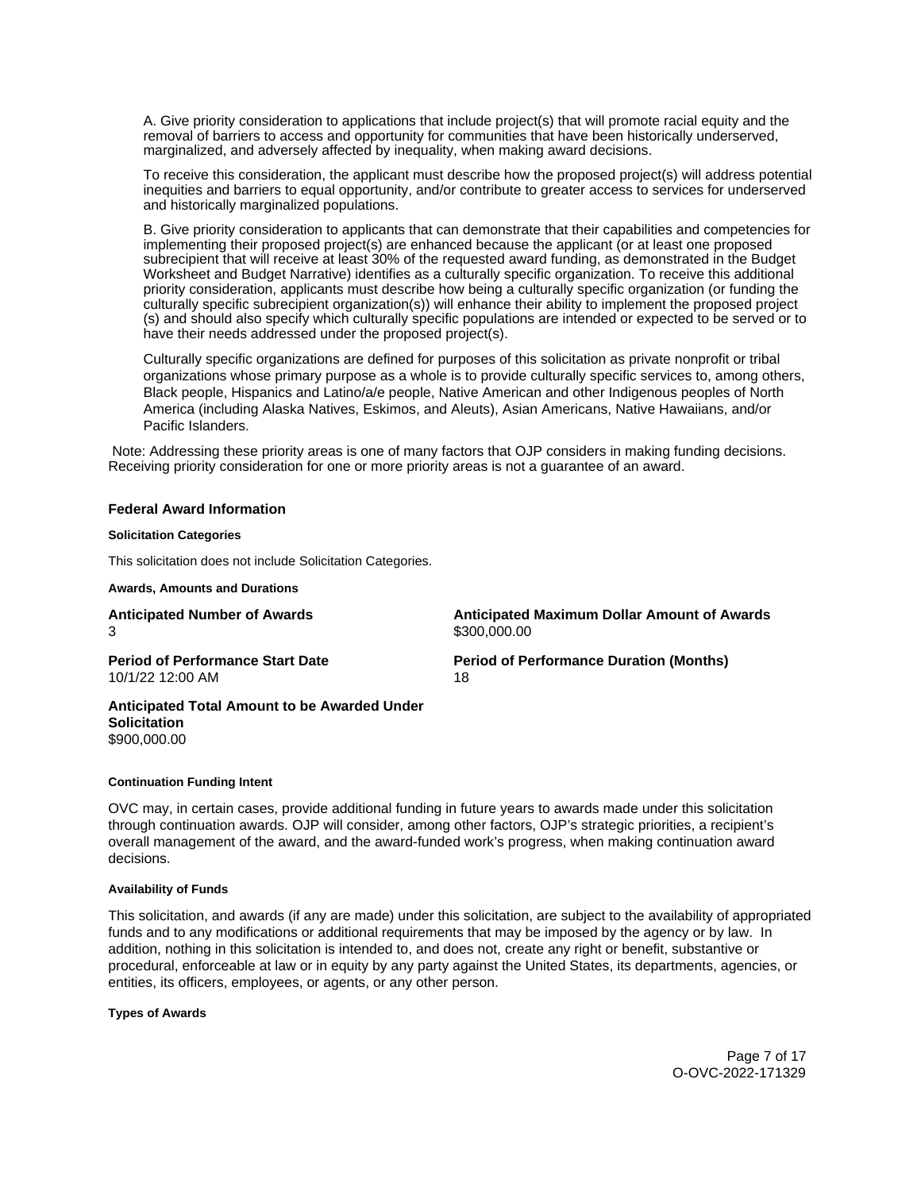A. Give priority consideration to applications that include project(s) that will promote racial equity and the removal of barriers to access and opportunity for communities that have been historically underserved, marginalized, and adversely affected by inequality, when making award decisions.

To receive this consideration, the applicant must describe how the proposed project(s) will address potential inequities and barriers to equal opportunity, and/or contribute to greater access to services for underserved and historically marginalized populations.

B. Give priority consideration to applicants that can demonstrate that their capabilities and competencies for implementing their proposed project(s) are enhanced because the applicant (or at least one proposed subrecipient that will receive at least 30% of the requested award funding, as demonstrated in the Budget Worksheet and Budget Narrative) identifies as a culturally specific organization. To receive this additional priority consideration, applicants must describe how being a culturally specific organization (or funding the culturally specific subrecipient organization(s)) will enhance their ability to implement the proposed project (s) and should also specify which culturally specific populations are intended or expected to be served or to have their needs addressed under the proposed project(s).

Culturally specific organizations are defined for purposes of this solicitation as private nonprofit or tribal organizations whose primary purpose as a whole is to provide culturally specific services to, among others, Black people, Hispanics and Latino/a/e people, Native American and other Indigenous peoples of North America (including Alaska Natives, Eskimos, and Aleuts), Asian Americans, Native Hawaiians, and/or Pacific Islanders.

Note: Addressing these priority areas is one of many factors that OJP considers in making funding decisions. Receiving priority consideration for one or more priority areas is not a guarantee of an award.

## Federal Award Information

#### Solicitation Categories

This solicitation does not include Solicitation Categories.

#### Awards, Amounts and Durations

**Anticipated Number of Awards**
3

**Anticipated Maximum Dollar Amount of Awards**
$300,000.00

**Period of Performance Start Date**
10/1/22 12:00 AM

**Period of Performance Duration (Months)**
18

**Anticipated Total Amount to be Awarded Under Solicitation**
$900,000.00

#### Continuation Funding Intent

OVC may, in certain cases, provide additional funding in future years to awards made under this solicitation through continuation awards. OJP will consider, among other factors, OJP's strategic priorities, a recipient's overall management of the award, and the award-funded work's progress, when making continuation award decisions.

#### Availability of Funds

This solicitation, and awards (if any are made) under this solicitation, are subject to the availability of appropriated funds and to any modifications or additional requirements that may be imposed by the agency or by law. In addition, nothing in this solicitation is intended to, and does not, create any right or benefit, substantive or procedural, enforceable at law or in equity by any party against the United States, its departments, agencies, or entities, its officers, employees, or agents, or any other person.

#### Types of Awards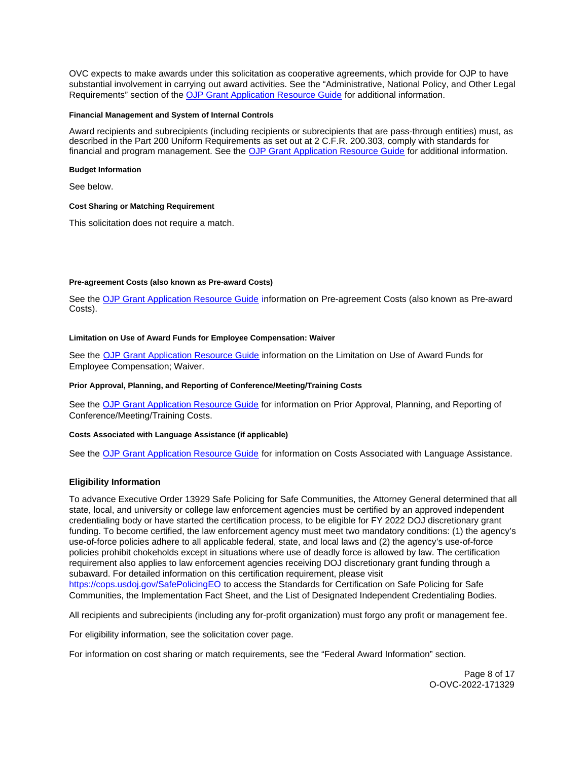OVC expects to make awards under this solicitation as cooperative agreements, which provide for OJP to have substantial involvement in carrying out award activities. See the "Administrative, National Policy, and Other Legal Requirements" section of the [OJP Grant Application Resource Guide](#) for additional information.

#### Financial Management and System of Internal Controls

Award recipients and subrecipients (including recipients or subrecipients that are pass-through entities) must, as described in the Part 200 Uniform Requirements as set out at 2 C.F.R. 200.303, comply with standards for financial and program management. See the [OJP Grant Application Resource Guide](#) for additional information.

#### Budget Information

See below.

#### Cost Sharing or Matching Requirement

This solicitation does not require a match.

#### Pre-agreement Costs (also known as Pre-award Costs)

See the [OJP Grant Application Resource Guide](#) information on Pre-agreement Costs (also known as Pre-award Costs).

#### Limitation on Use of Award Funds for Employee Compensation: Waiver

See the [OJP Grant Application Resource Guide](#) information on the Limitation on Use of Award Funds for Employee Compensation; Waiver.

#### Prior Approval, Planning, and Reporting of Conference/Meeting/Training Costs

See the [OJP Grant Application Resource Guide](#) for information on Prior Approval, Planning, and Reporting of Conference/Meeting/Training Costs.

#### Costs Associated with Language Assistance (if applicable)

See the [OJP Grant Application Resource Guide](#) for information on Costs Associated with Language Assistance.

### Eligibility Information

To advance Executive Order 13929 Safe Policing for Safe Communities, the Attorney General determined that all state, local, and university or college law enforcement agencies must be certified by an approved independent credentialing body or have started the certification process, to be eligible for FY 2022 DOJ discretionary grant funding. To become certified, the law enforcement agency must meet two mandatory conditions: (1) the agency's use-of-force policies adhere to all applicable federal, state, and local laws and (2) the agency's use-of-force policies prohibit chokeholds except in situations where use of deadly force is allowed by law. The certification requirement also applies to law enforcement agencies receiving DOJ discretionary grant funding through a subaward. For detailed information on this certification requirement, please visit [https://cops.usdoj.gov/SafePolicingEO](https://cops.usdoj.gov/SafePolicingEO) to access the Standards for Certification on Safe Policing for Safe Communities, the Implementation Fact Sheet, and the List of Designated Independent Credentialing Bodies.

All recipients and subrecipients (including any for-profit organization) must forgo any profit or management fee.

For eligibility information, see the solicitation cover page.

For information on cost sharing or match requirements, see the "Federal Award Information" section.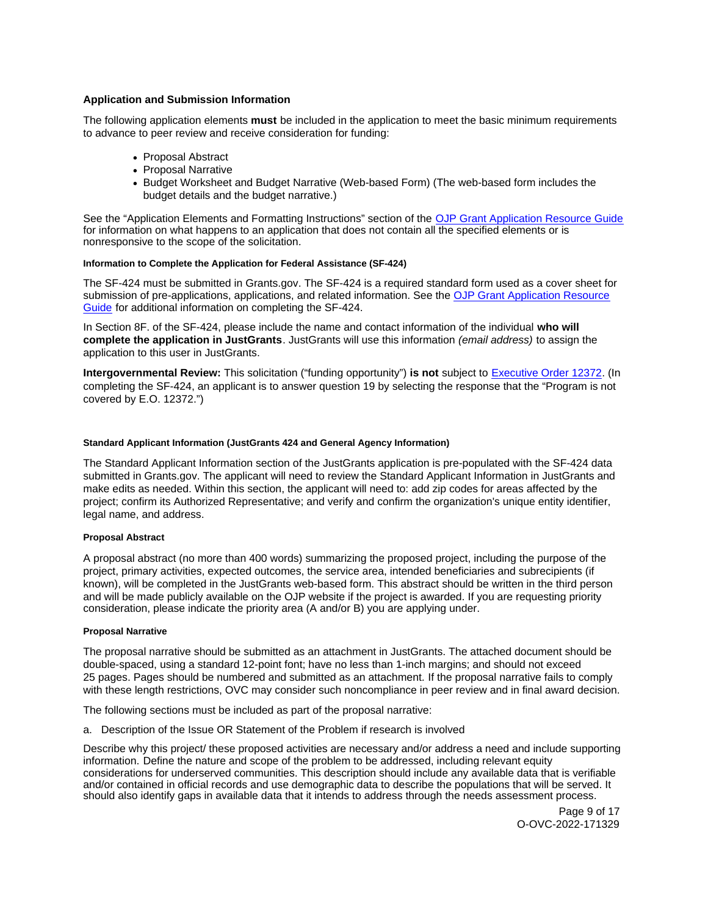### Application and Submission Information

The following application elements **must** be included in the application to meet the basic minimum requirements to advance to peer review and receive consideration for funding:

- Proposal Abstract
- Proposal Narrative
- Budget Worksheet and Budget Narrative (Web-based Form) (The web-based form includes the budget details and the budget narrative.)

See the "Application Elements and Formatting Instructions" section of the [OJP Grant Application Resource Guide](#) for information on what happens to an application that does not contain all the specified elements or is nonresponsive to the scope of the solicitation.

#### Information to Complete the Application for Federal Assistance (SF-424)

The SF-424 must be submitted in Grants.gov. The SF-424 is a required standard form used as a cover sheet for submission of pre-applications, applications, and related information. See the [OJP Grant Application Resource Guide](#) for additional information on completing the SF-424.

In Section 8F. of the SF-424, please include the name and contact information of the individual **who will complete the application in JustGrants**. JustGrants will use this information *(email address)* to assign the application to this user in JustGrants.

**Intergovernmental Review:** This solicitation ("funding opportunity") **is not** subject to [Executive Order 12372](#). (In completing the SF-424, an applicant is to answer question 19 by selecting the response that the "Program is not covered by E.O. 12372.")

#### Standard Applicant Information (JustGrants 424 and General Agency Information)

The Standard Applicant Information section of the JustGrants application is pre-populated with the SF-424 data submitted in Grants.gov. The applicant will need to review the Standard Applicant Information in JustGrants and make edits as needed. Within this section, the applicant will need to: add zip codes for areas affected by the project; confirm its Authorized Representative; and verify and confirm the organization's unique entity identifier, legal name, and address.

#### Proposal Abstract

A proposal abstract (no more than 400 words) summarizing the proposed project, including the purpose of the project, primary activities, expected outcomes, the service area, intended beneficiaries and subrecipients (if known), will be completed in the JustGrants web-based form. This abstract should be written in the third person and will be made publicly available on the OJP website if the project is awarded. If you are requesting priority consideration, please indicate the priority area (A and/or B) you are applying under.

#### Proposal Narrative

The proposal narrative should be submitted as an attachment in JustGrants. The attached document should be double-spaced, using a standard 12-point font; have no less than 1-inch margins; and should not exceed 25 pages. Pages should be numbered and submitted as an attachment. If the proposal narrative fails to comply with these length restrictions, OVC may consider such noncompliance in peer review and in final award decision.

The following sections must be included as part of the proposal narrative:

a. Description of the Issue OR Statement of the Problem if research is involved

Describe why this project/ these proposed activities are necessary and/or address a need and include supporting information. Define the nature and scope of the problem to be addressed, including relevant equity considerations for underserved communities. This description should include any available data that is verifiable and/or contained in official records and use demographic data to describe the populations that will be served. It should also identify gaps in available data that it intends to address through the needs assessment process.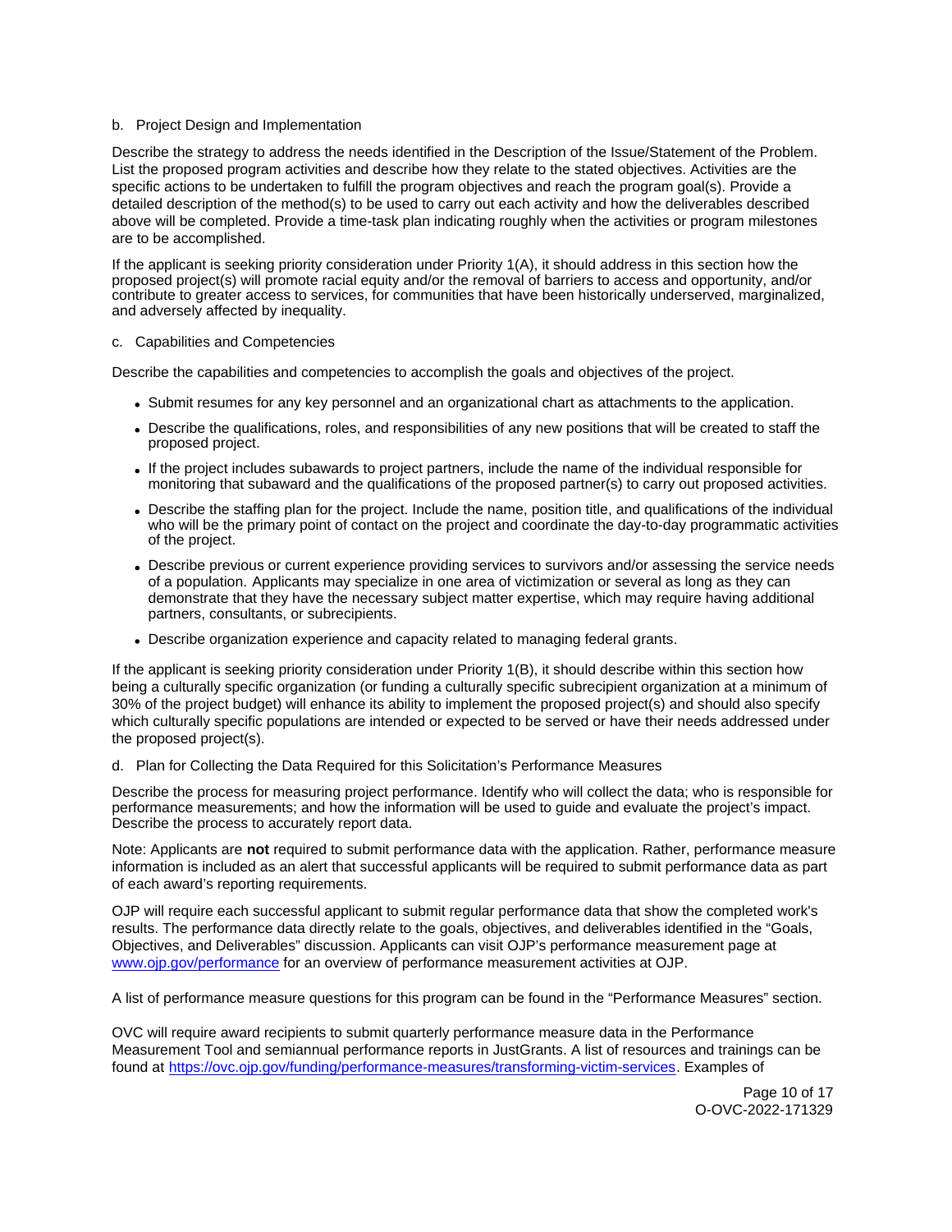b. Project Design and Implementation

Describe the strategy to address the needs identified in the Description of the Issue/Statement of the Problem. List the proposed program activities and describe how they relate to the stated objectives. Activities are the specific actions to be undertaken to fulfill the program objectives and reach the program goal(s). Provide a detailed description of the method(s) to be used to carry out each activity and how the deliverables described above will be completed. Provide a time-task plan indicating roughly when the activities or program milestones are to be accomplished.

If the applicant is seeking priority consideration under Priority 1(A), it should address in this section how the proposed project(s) will promote racial equity and/or the removal of barriers to access and opportunity, and/or contribute to greater access to services, for communities that have been historically underserved, marginalized, and adversely affected by inequality.

c. Capabilities and Competencies

Describe the capabilities and competencies to accomplish the goals and objectives of the project.

- Submit resumes for any key personnel and an organizational chart as attachments to the application.
- Describe the qualifications, roles, and responsibilities of any new positions that will be created to staff the proposed project.
- If the project includes subawards to project partners, include the name of the individual responsible for monitoring that subaward and the qualifications of the proposed partner(s) to carry out proposed activities.
- Describe the staffing plan for the project. Include the name, position title, and qualifications of the individual who will be the primary point of contact on the project and coordinate the day-to-day programmatic activities of the project.
- Describe previous or current experience providing services to survivors and/or assessing the service needs of a population. Applicants may specialize in one area of victimization or several as long as they can demonstrate that they have the necessary subject matter expertise, which may require having additional partners, consultants, or subrecipients.
- Describe organization experience and capacity related to managing federal grants.

If the applicant is seeking priority consideration under Priority 1(B), it should describe within this section how being a culturally specific organization (or funding a culturally specific subrecipient organization at a minimum of 30% of the project budget) will enhance its ability to implement the proposed project(s) and should also specify which culturally specific populations are intended or expected to be served or have their needs addressed under the proposed project(s).

d. Plan for Collecting the Data Required for this Solicitation's Performance Measures

Describe the process for measuring project performance. Identify who will collect the data; who is responsible for performance measurements; and how the information will be used to guide and evaluate the project's impact. Describe the process to accurately report data.

Note: Applicants are **not** required to submit performance data with the application. Rather, performance measure information is included as an alert that successful applicants will be required to submit performance data as part of each award's reporting requirements.

OJP will require each successful applicant to submit regular performance data that show the completed work's results. The performance data directly relate to the goals, objectives, and deliverables identified in the "Goals, Objectives, and Deliverables" discussion. Applicants can visit OJP's performance measurement page at [www.ojp.gov/performance](www.ojp.gov/performance) for an overview of performance measurement activities at OJP.

A list of performance measure questions for this program can be found in the "Performance Measures" section.

OVC will require award recipients to submit quarterly performance measure data in the Performance Measurement Tool and semiannual performance reports in JustGrants. A list of resources and trainings can be found at [https://ovc.ojp.gov/funding/performance-measures/transforming-victim-services](https://ovc.ojp.gov/funding/performance-measures/transforming-victim-services). Examples of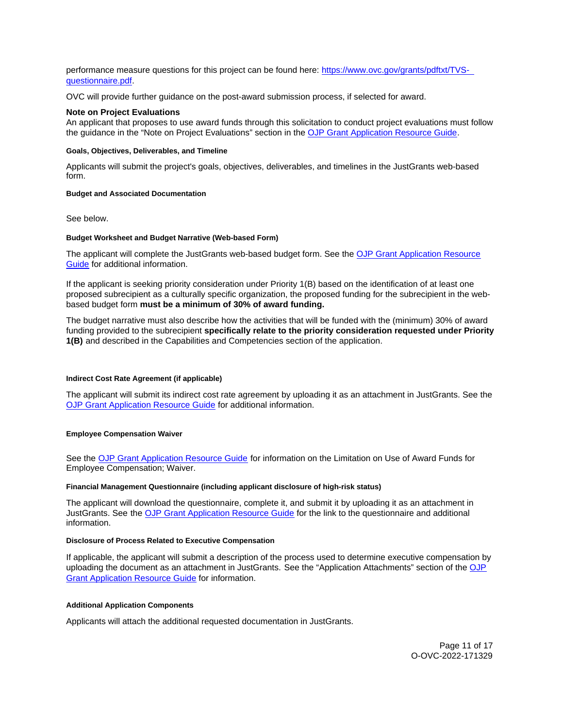performance measure questions for this project can be found here: [https://www.ovc.gov/grants/pdftxt/TVS-questionnaire.pdf](https://www.ovc.gov/grants/pdftxt/TVS-questionnaire.pdf).

OVC will provide further guidance on the post-award submission process, if selected for award.

### Note on Project Evaluations

An applicant that proposes to use award funds through this solicitation to conduct project evaluations must follow the guidance in the "Note on Project Evaluations" section in the [OJP Grant Application Resource Guide](#).

#### Goals, Objectives, Deliverables, and Timeline

Applicants will submit the project's goals, objectives, deliverables, and timelines in the JustGrants web-based form.

#### Budget and Associated Documentation

See below.

#### Budget Worksheet and Budget Narrative (Web-based Form)

The applicant will complete the JustGrants web-based budget form. See the [OJP Grant Application Resource Guide](#) for additional information.

If the applicant is seeking priority consideration under Priority 1(B) based on the identification of at least one proposed subrecipient as a culturally specific organization, the proposed funding for the subrecipient in the web-based budget form **must be a minimum of 30% of award funding.**

The budget narrative must also describe how the activities that will be funded with the (minimum) 30% of award funding provided to the subrecipient **specifically relate to the priority consideration requested under Priority 1(B)** and described in the Capabilities and Competencies section of the application.

#### Indirect Cost Rate Agreement (if applicable)

The applicant will submit its indirect cost rate agreement by uploading it as an attachment in JustGrants. See the [OJP Grant Application Resource Guide](#) for additional information.

#### Employee Compensation Waiver

See the [OJP Grant Application Resource Guide](#) for information on the Limitation on Use of Award Funds for Employee Compensation; Waiver.

#### Financial Management Questionnaire (including applicant disclosure of high-risk status)

The applicant will download the questionnaire, complete it, and submit it by uploading it as an attachment in JustGrants. See the [OJP Grant Application Resource Guide](#) for the link to the questionnaire and additional information.

#### Disclosure of Process Related to Executive Compensation

If applicable, the applicant will submit a description of the process used to determine executive compensation by uploading the document as an attachment in JustGrants. See the "Application Attachments" section of the [OJP Grant Application Resource Guide](#) for information.

#### Additional Application Components

Applicants will attach the additional requested documentation in JustGrants.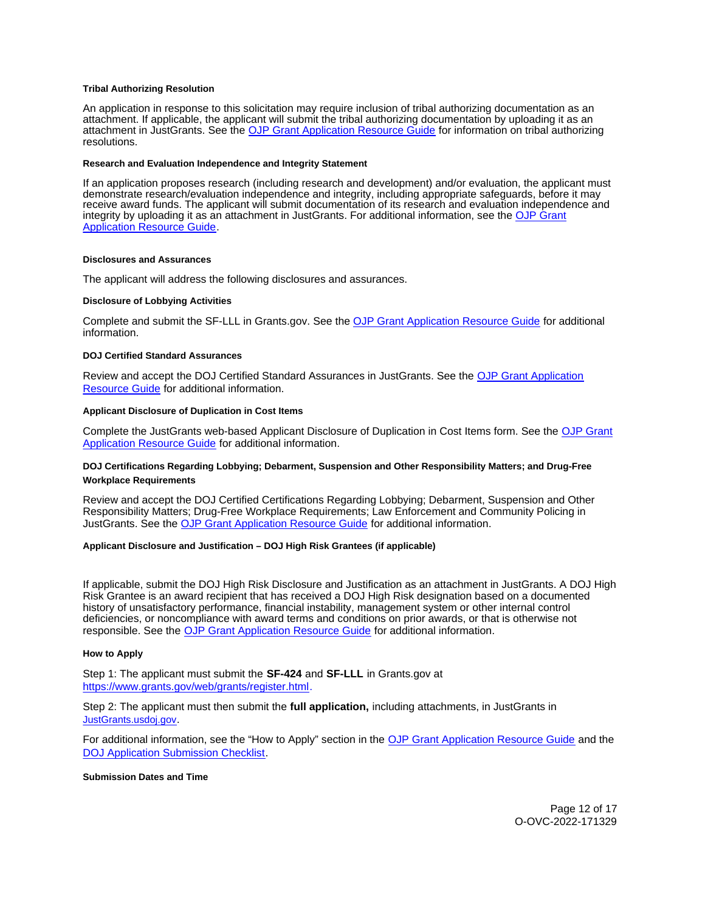#### Tribal Authorizing Resolution

An application in response to this solicitation may require inclusion of tribal authorizing documentation as an attachment. If applicable, the applicant will submit the tribal authorizing documentation by uploading it as an attachment in JustGrants. See the [OJP Grant Application Resource Guide](#) for information on tribal authorizing resolutions.

#### Research and Evaluation Independence and Integrity Statement

If an application proposes research (including research and development) and/or evaluation, the applicant must demonstrate research/evaluation independence and integrity, including appropriate safeguards, before it may receive award funds. The applicant will submit documentation of its research and evaluation independence and integrity by uploading it as an attachment in JustGrants. For additional information, see the [OJP Grant Application Resource Guide](#).

#### Disclosures and Assurances

The applicant will address the following disclosures and assurances.

#### Disclosure of Lobbying Activities

Complete and submit the SF-LLL in Grants.gov. See the [OJP Grant Application Resource Guide](#) for additional information.

#### DOJ Certified Standard Assurances

Review and accept the DOJ Certified Standard Assurances in JustGrants. See the [OJP Grant Application Resource Guide](#) for additional information.

#### Applicant Disclosure of Duplication in Cost Items

Complete the JustGrants web-based Applicant Disclosure of Duplication in Cost Items form. See the [OJP Grant Application Resource Guide](#) for additional information.

#### DOJ Certifications Regarding Lobbying; Debarment, Suspension and Other Responsibility Matters; and Drug-Free Workplace Requirements

Review and accept the DOJ Certified Certifications Regarding Lobbying; Debarment, Suspension and Other Responsibility Matters; Drug-Free Workplace Requirements; Law Enforcement and Community Policing in JustGrants. See the [OJP Grant Application Resource Guide](#) for additional information.

#### Applicant Disclosure and Justification – DOJ High Risk Grantees (if applicable)

If applicable, submit the DOJ High Risk Disclosure and Justification as an attachment in JustGrants. A DOJ High Risk Grantee is an award recipient that has received a DOJ High Risk designation based on a documented history of unsatisfactory performance, financial instability, management system or other internal control deficiencies, or noncompliance with award terms and conditions on prior awards, or that is otherwise not responsible. See the [OJP Grant Application Resource Guide](#) for additional information.

#### How to Apply

Step 1: The applicant must submit the **SF-424** and **SF-LLL** in Grants.gov at [https://www.grants.gov/web/grants/register.html](https://www.grants.gov/web/grants/register.html).

Step 2: The applicant must then submit the **full application,** including attachments, in JustGrants in [JustGrants.usdoj.gov](https://JustGrants.usdoj.gov).

For additional information, see the "How to Apply" section in the [OJP Grant Application Resource Guide](#) and the [DOJ Application Submission Checklist](#).

#### Submission Dates and Time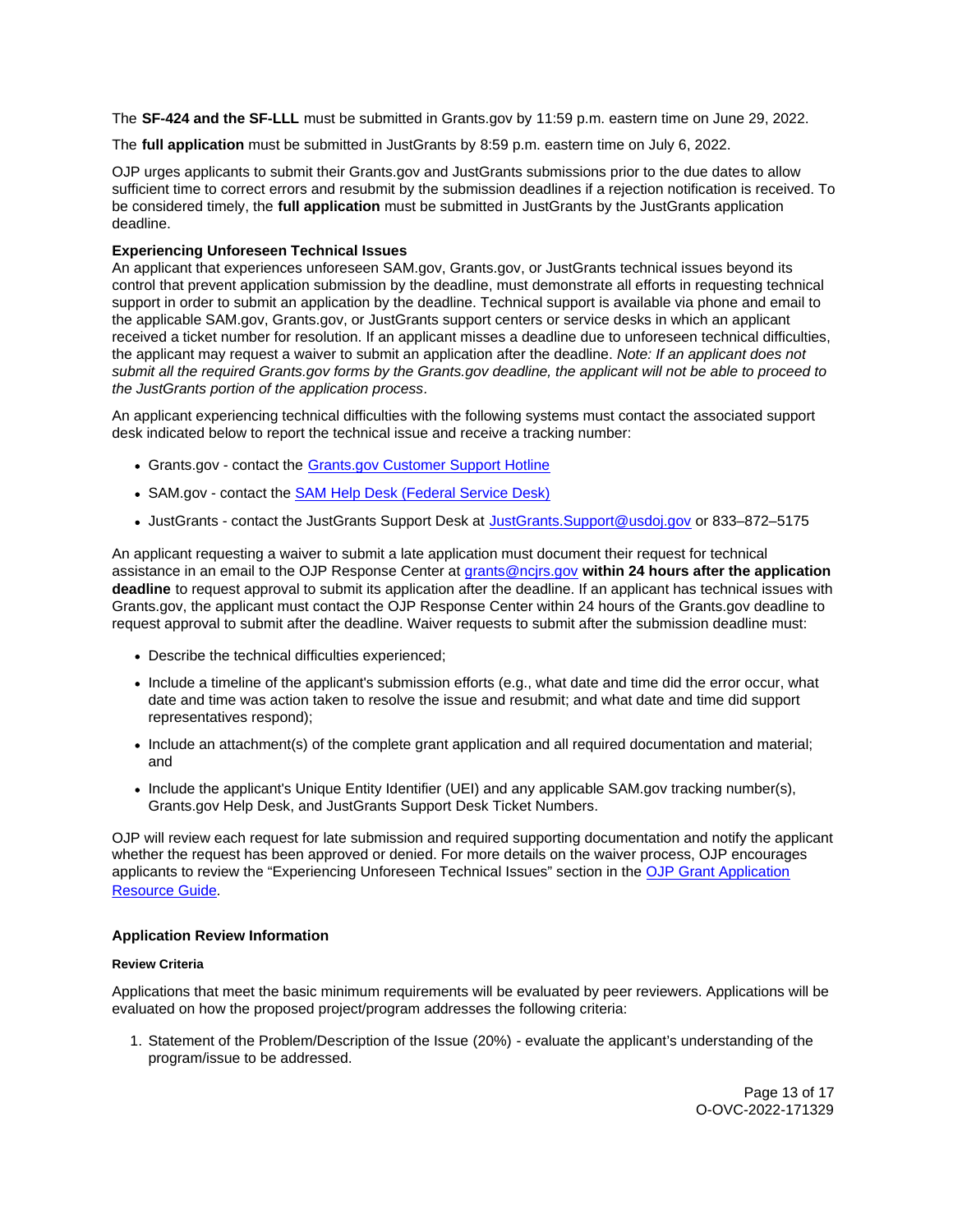The **SF-424 and the SF-LLL** must be submitted in Grants.gov by 11:59 p.m. eastern time on June 29, 2022.

The **full application** must be submitted in JustGrants by 8:59 p.m. eastern time on July 6, 2022.

OJP urges applicants to submit their Grants.gov and JustGrants submissions prior to the due dates to allow sufficient time to correct errors and resubmit by the submission deadlines if a rejection notification is received. To be considered timely, the **full application** must be submitted in JustGrants by the JustGrants application deadline.

**Experiencing Unforeseen Technical Issues**

An applicant that experiences unforeseen SAM.gov, Grants.gov, or JustGrants technical issues beyond its control that prevent application submission by the deadline, must demonstrate all efforts in requesting technical support in order to submit an application by the deadline. Technical support is available via phone and email to the applicable SAM.gov, Grants.gov, or JustGrants support centers or service desks in which an applicant received a ticket number for resolution. If an applicant misses a deadline due to unforeseen technical difficulties, the applicant may request a waiver to submit an application after the deadline. *Note: If an applicant does not submit all the required Grants.gov forms by the Grants.gov deadline, the applicant will not be able to proceed to the JustGrants portion of the application process.*

An applicant experiencing technical difficulties with the following systems must contact the associated support desk indicated below to report the technical issue and receive a tracking number:

- Grants.gov - contact the Grants.gov Customer Support Hotline
- SAM.gov - contact the SAM Help Desk (Federal Service Desk)
- JustGrants - contact the JustGrants Support Desk at JustGrants.Support@usdoj.gov or 833–872–5175

An applicant requesting a waiver to submit a late application must document their request for technical assistance in an email to the OJP Response Center at grants@ncjrs.gov **within 24 hours after the application deadline** to request approval to submit its application after the deadline. If an applicant has technical issues with Grants.gov, the applicant must contact the OJP Response Center within 24 hours of the Grants.gov deadline to request approval to submit after the deadline. Waiver requests to submit after the submission deadline must:

- Describe the technical difficulties experienced;
- Include a timeline of the applicant's submission efforts (e.g., what date and time did the error occur, what date and time was action taken to resolve the issue and resubmit; and what date and time did support representatives respond);
- Include an attachment(s) of the complete grant application and all required documentation and material; and
- Include the applicant's Unique Entity Identifier (UEI) and any applicable SAM.gov tracking number(s), Grants.gov Help Desk, and JustGrants Support Desk Ticket Numbers.

OJP will review each request for late submission and required supporting documentation and notify the applicant whether the request has been approved or denied. For more details on the waiver process, OJP encourages applicants to review the "Experiencing Unforeseen Technical Issues" section in the OJP Grant Application Resource Guide.

### Application Review Information

#### Review Criteria

Applications that meet the basic minimum requirements will be evaluated by peer reviewers. Applications will be evaluated on how the proposed project/program addresses the following criteria:

1. Statement of the Problem/Description of the Issue (20%) - evaluate the applicant's understanding of the program/issue to be addressed.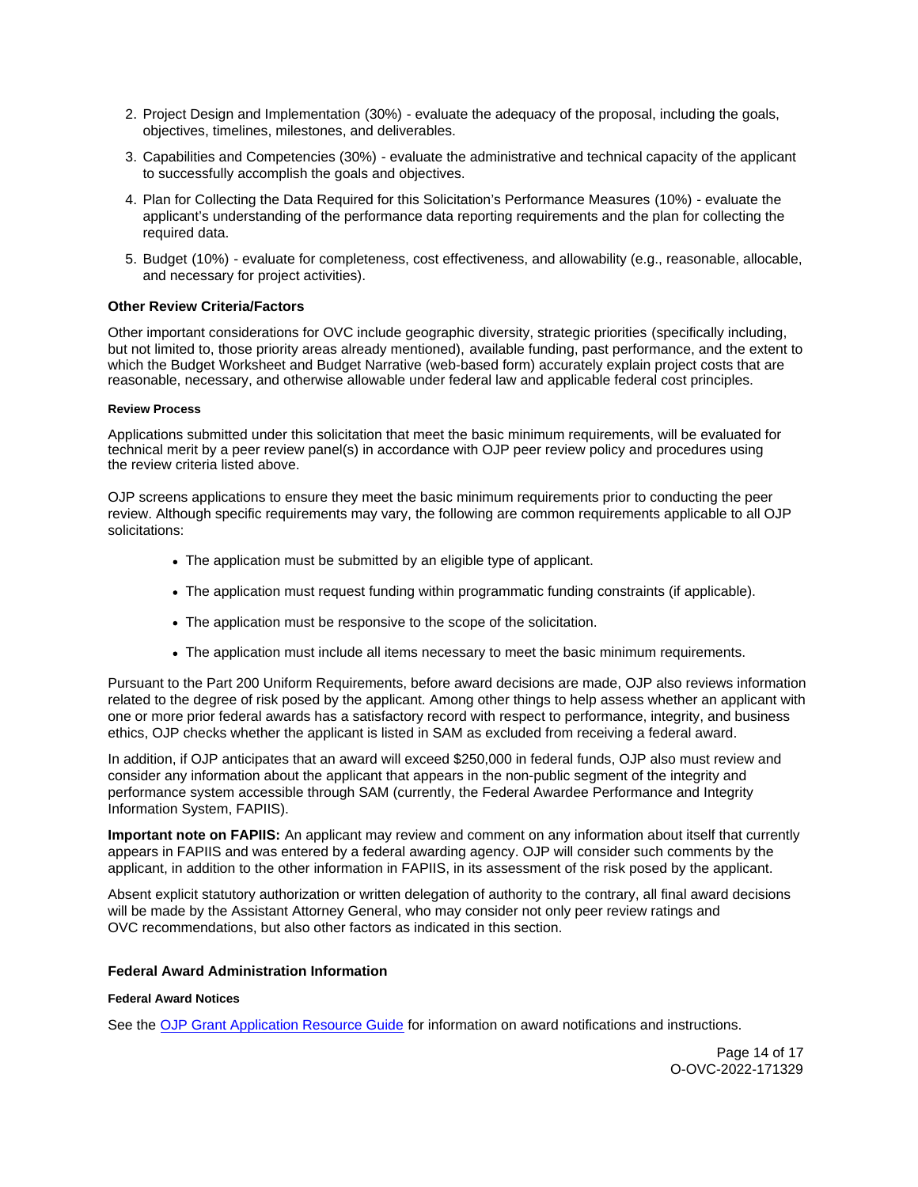2. Project Design and Implementation (30%) - evaluate the adequacy of the proposal, including the goals, objectives, timelines, milestones, and deliverables.
3. Capabilities and Competencies (30%) - evaluate the administrative and technical capacity of the applicant to successfully accomplish the goals and objectives.
4. Plan for Collecting the Data Required for this Solicitation's Performance Measures (10%) - evaluate the applicant's understanding of the performance data reporting requirements and the plan for collecting the required data.
5. Budget (10%) - evaluate for completeness, cost effectiveness, and allowability (e.g., reasonable, allocable, and necessary for project activities).

### Other Review Criteria/Factors

Other important considerations for OVC include geographic diversity, strategic priorities (specifically including, but not limited to, those priority areas already mentioned), available funding, past performance, and the extent to which the Budget Worksheet and Budget Narrative (web-based form) accurately explain project costs that are reasonable, necessary, and otherwise allowable under federal law and applicable federal cost principles.

#### Review Process

Applications submitted under this solicitation that meet the basic minimum requirements, will be evaluated for technical merit by a peer review panel(s) in accordance with OJP peer review policy and procedures using the review criteria listed above.

OJP screens applications to ensure they meet the basic minimum requirements prior to conducting the peer review. Although specific requirements may vary, the following are common requirements applicable to all OJP solicitations:

- The application must be submitted by an eligible type of applicant.
- The application must request funding within programmatic funding constraints (if applicable).
- The application must be responsive to the scope of the solicitation.
- The application must include all items necessary to meet the basic minimum requirements.

Pursuant to the Part 200 Uniform Requirements, before award decisions are made, OJP also reviews information related to the degree of risk posed by the applicant. Among other things to help assess whether an applicant with one or more prior federal awards has a satisfactory record with respect to performance, integrity, and business ethics, OJP checks whether the applicant is listed in SAM as excluded from receiving a federal award.

In addition, if OJP anticipates that an award will exceed $250,000 in federal funds, OJP also must review and consider any information about the applicant that appears in the non-public segment of the integrity and performance system accessible through SAM (currently, the Federal Awardee Performance and Integrity Information System, FAPIIS).

**Important note on FAPIIS:** An applicant may review and comment on any information about itself that currently appears in FAPIIS and was entered by a federal awarding agency. OJP will consider such comments by the applicant, in addition to the other information in FAPIIS, in its assessment of the risk posed by the applicant.

Absent explicit statutory authorization or written delegation of authority to the contrary, all final award decisions will be made by the Assistant Attorney General, who may consider not only peer review ratings and OVC recommendations, but also other factors as indicated in this section.

### Federal Award Administration Information

#### Federal Award Notices

See the [OJP Grant Application Resource Guide] for information on award notifications and instructions.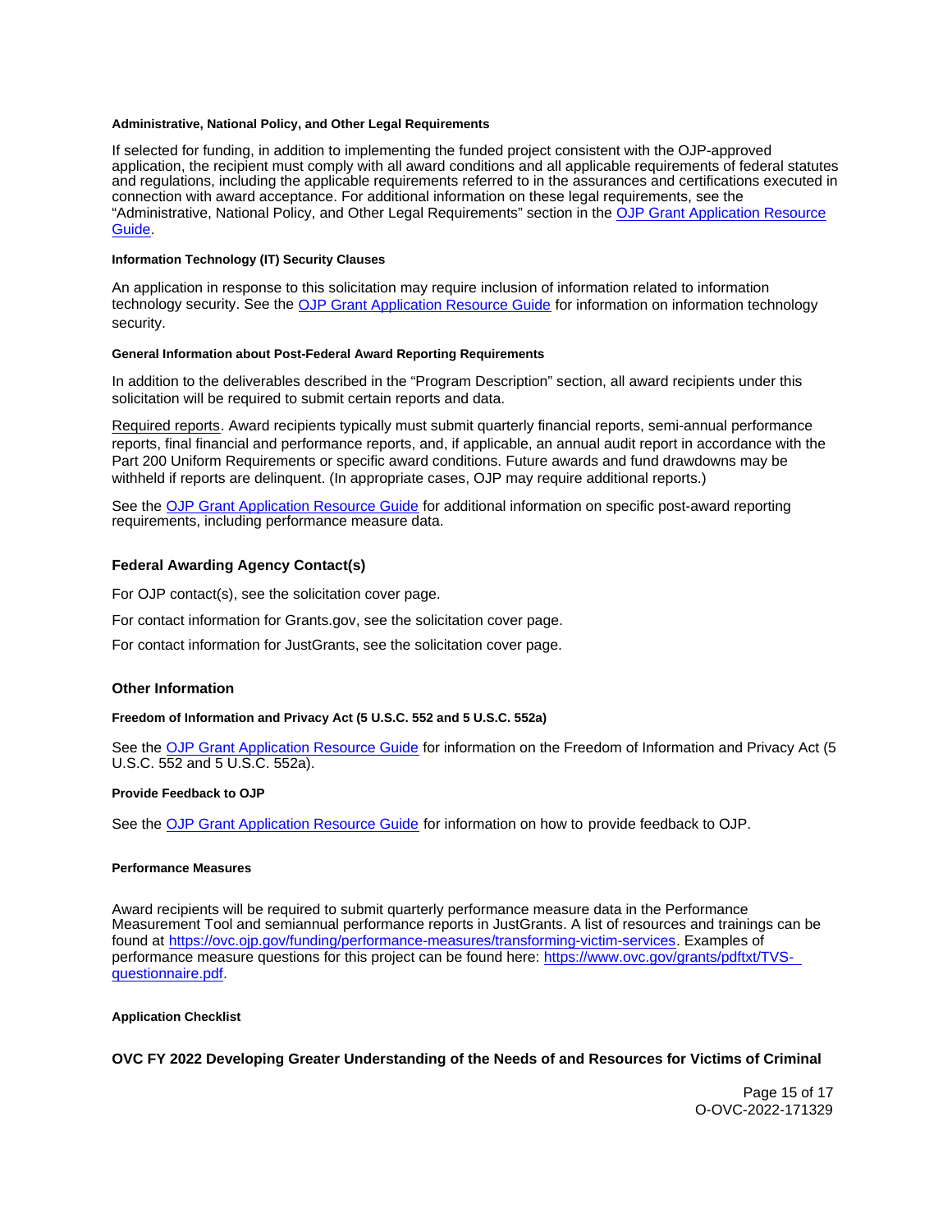#### Administrative, National Policy, and Other Legal Requirements

If selected for funding, in addition to implementing the funded project consistent with the OJP-approved application, the recipient must comply with all award conditions and all applicable requirements of federal statutes and regulations, including the applicable requirements referred to in the assurances and certifications executed in connection with award acceptance. For additional information on these legal requirements, see the "Administrative, National Policy, and Other Legal Requirements" section in the OJP Grant Application Resource Guide.

#### Information Technology (IT) Security Clauses

An application in response to this solicitation may require inclusion of information related to information technology security. See the OJP Grant Application Resource Guide for information on information technology security.

#### General Information about Post-Federal Award Reporting Requirements

In addition to the deliverables described in the "Program Description" section, all award recipients under this solicitation will be required to submit certain reports and data.

Required reports. Award recipients typically must submit quarterly financial reports, semi-annual performance reports, final financial and performance reports, and, if applicable, an annual audit report in accordance with the Part 200 Uniform Requirements or specific award conditions. Future awards and fund drawdowns may be withheld if reports are delinquent. (In appropriate cases, OJP may require additional reports.)

See the OJP Grant Application Resource Guide for additional information on specific post-award reporting requirements, including performance measure data.

### Federal Awarding Agency Contact(s)

For OJP contact(s), see the solicitation cover page.

For contact information for Grants.gov, see the solicitation cover page.

For contact information for JustGrants, see the solicitation cover page.

### Other Information

#### Freedom of Information and Privacy Act (5 U.S.C. 552 and 5 U.S.C. 552a)

See the OJP Grant Application Resource Guide for information on the Freedom of Information and Privacy Act (5 U.S.C. 552 and 5 U.S.C. 552a).

#### Provide Feedback to OJP

See the OJP Grant Application Resource Guide for information on how to provide feedback to OJP.

#### Performance Measures

Award recipients will be required to submit quarterly performance measure data in the Performance Measurement Tool and semiannual performance reports in JustGrants. A list of resources and trainings can be found at https://ovc.ojp.gov/funding/performance-measures/transforming-victim-services. Examples of performance measure questions for this project can be found here: https://www.ovc.gov/grants/pdftxt/TVS-questionnaire.pdf.

#### Application Checklist

**OVC FY 2022 Developing Greater Understanding of the Needs of and Resources for Victims of Criminal**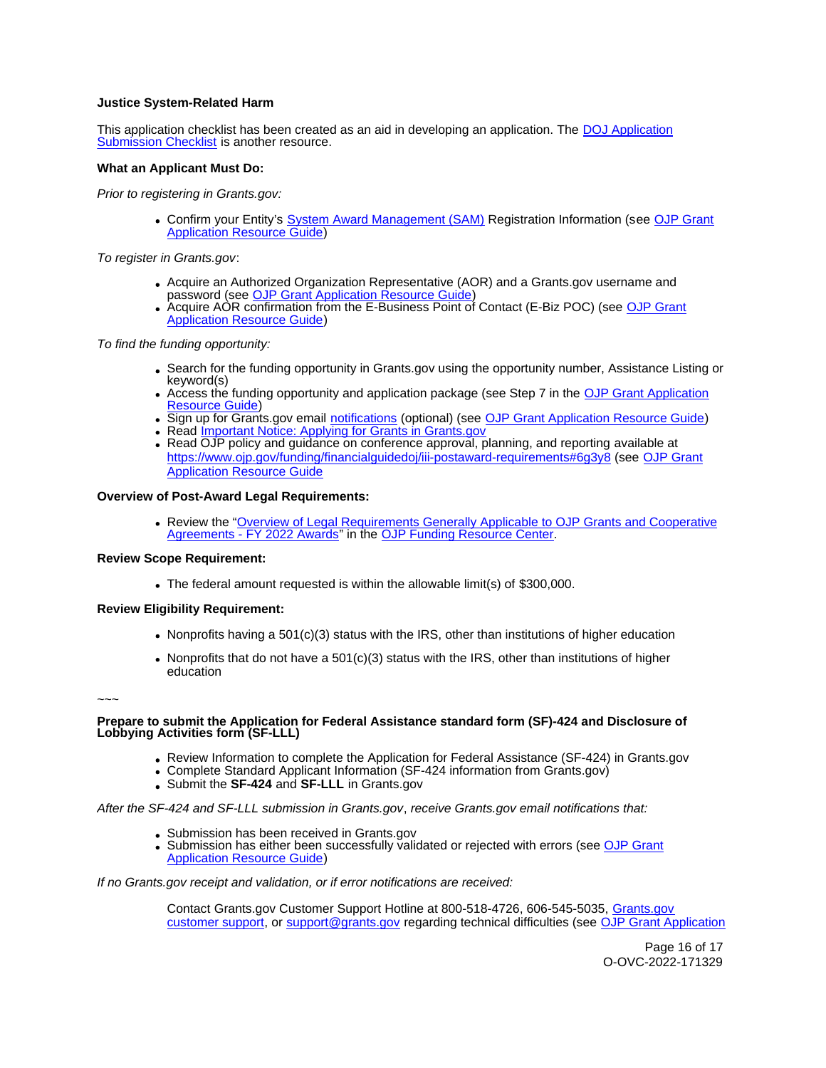**Justice System-Related Harm**

This application checklist has been created as an aid in developing an application. The DOJ Application Submission Checklist is another resource.

**What an Applicant Must Do:**

*Prior to registering in Grants.gov:*

- Confirm your Entity's System Award Management (SAM) Registration Information (see OJP Grant Application Resource Guide)

*To register in Grants.gov*:

- Acquire an Authorized Organization Representative (AOR) and a Grants.gov username and password (see OJP Grant Application Resource Guide)
- Acquire AOR confirmation from the E-Business Point of Contact (E-Biz POC) (see OJP Grant Application Resource Guide)

*To find the funding opportunity:*

- Search for the funding opportunity in Grants.gov using the opportunity number, Assistance Listing or keyword(s)
- Access the funding opportunity and application package (see Step 7 in the OJP Grant Application Resource Guide)
- Sign up for Grants.gov email notifications (optional) (see OJP Grant Application Resource Guide)
- Read Important Notice: Applying for Grants in Grants.gov
- Read OJP policy and guidance on conference approval, planning, and reporting available at https://www.ojp.gov/funding/financialguidedoj/iii-postaward-requirements#6g3y8 (see OJP Grant Application Resource Guide

**Overview of Post-Award Legal Requirements:**

- Review the "Overview of Legal Requirements Generally Applicable to OJP Grants and Cooperative Agreements - FY 2022 Awards" in the OJP Funding Resource Center.

**Review Scope Requirement:**

- The federal amount requested is within the allowable limit(s) of $300,000.

**Review Eligibility Requirement:**

- Nonprofits having a 501(c)(3) status with the IRS, other than institutions of higher education
- Nonprofits that do not have a 501(c)(3) status with the IRS, other than institutions of higher education

~~~

**Prepare to submit the Application for Federal Assistance standard form (SF)-424 and Disclosure of Lobbying Activities form (SF-LLL)**

- Review Information to complete the Application for Federal Assistance (SF-424) in Grants.gov
- Complete Standard Applicant Information (SF-424 information from Grants.gov)
- Submit the **SF-424** and **SF-LLL** in Grants.gov

*After the SF-424 and SF-LLL submission in Grants.gov*, *receive Grants.gov email notifications that:*

- Submission has been received in Grants.gov
- Submission has either been successfully validated or rejected with errors (see OJP Grant Application Resource Guide)

*If no Grants.gov receipt and validation, or if error notifications are received:*

Contact Grants.gov Customer Support Hotline at 800-518-4726, 606-545-5035, Grants.gov customer support, or support@grants.gov regarding technical difficulties (see OJP Grant Application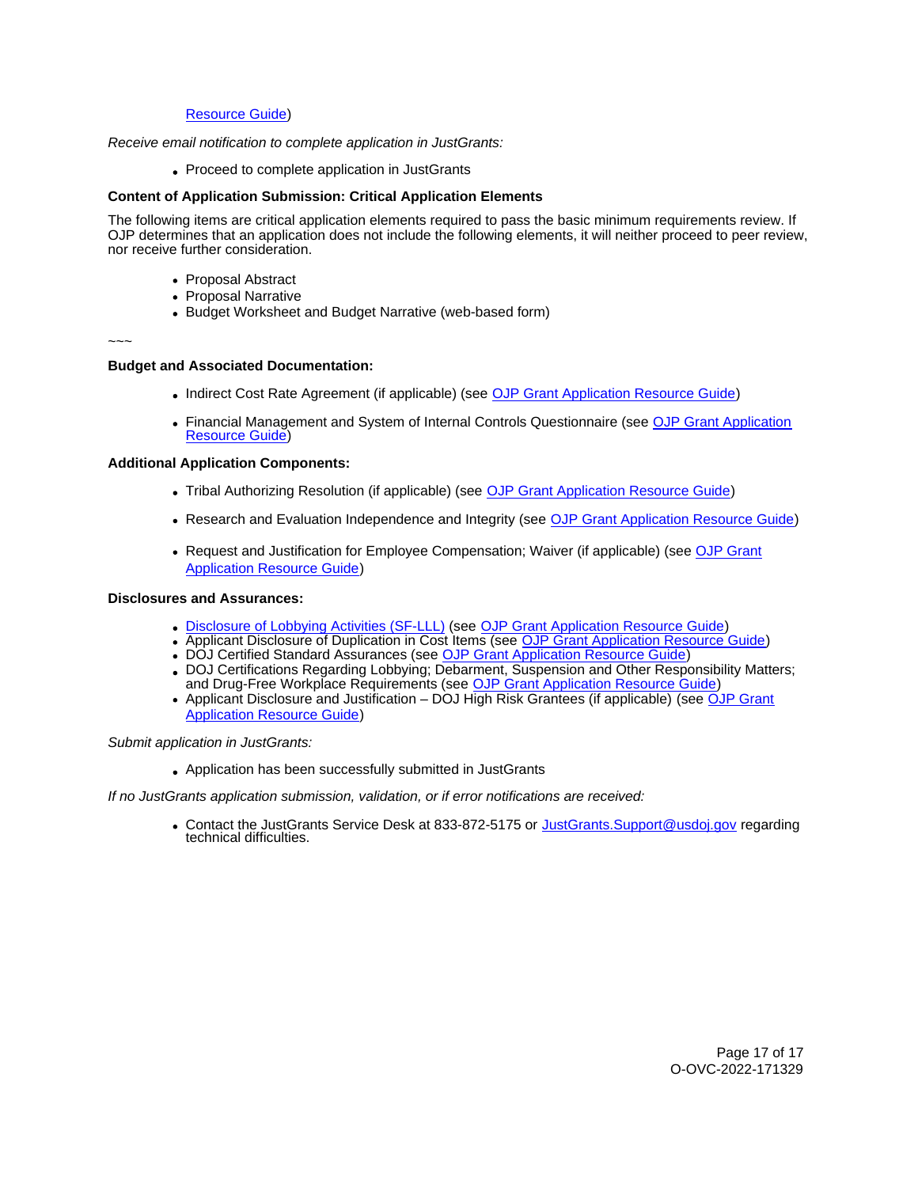Resource Guide)

*Receive email notification to complete application in JustGrants:*

- Proceed to complete application in JustGrants

**Content of Application Submission: Critical Application Elements**

The following items are critical application elements required to pass the basic minimum requirements review. If OJP determines that an application does not include the following elements, it will neither proceed to peer review, nor receive further consideration.

- Proposal Abstract
- Proposal Narrative
- Budget Worksheet and Budget Narrative (web-based form)

~~~

**Budget and Associated Documentation:**

- Indirect Cost Rate Agreement (if applicable) (see OJP Grant Application Resource Guide)
- Financial Management and System of Internal Controls Questionnaire (see OJP Grant Application Resource Guide)

**Additional Application Components:**

- Tribal Authorizing Resolution (if applicable) (see OJP Grant Application Resource Guide)
- Research and Evaluation Independence and Integrity (see OJP Grant Application Resource Guide)
- Request and Justification for Employee Compensation; Waiver (if applicable) (see OJP Grant Application Resource Guide)

**Disclosures and Assurances:**

- Disclosure of Lobbying Activities (SF-LLL) (see OJP Grant Application Resource Guide)
- Applicant Disclosure of Duplication in Cost Items (see OJP Grant Application Resource Guide)
- DOJ Certified Standard Assurances (see OJP Grant Application Resource Guide)
- DOJ Certifications Regarding Lobbying; Debarment, Suspension and Other Responsibility Matters; and Drug-Free Workplace Requirements (see OJP Grant Application Resource Guide)
- Applicant Disclosure and Justification – DOJ High Risk Grantees (if applicable) (see OJP Grant Application Resource Guide)

*Submit application in JustGrants:*

- Application has been successfully submitted in JustGrants

*If no JustGrants application submission, validation, or if error notifications are received:*

- Contact the JustGrants Service Desk at 833-872-5175 or JustGrants.Support@usdoj.gov regarding technical difficulties.